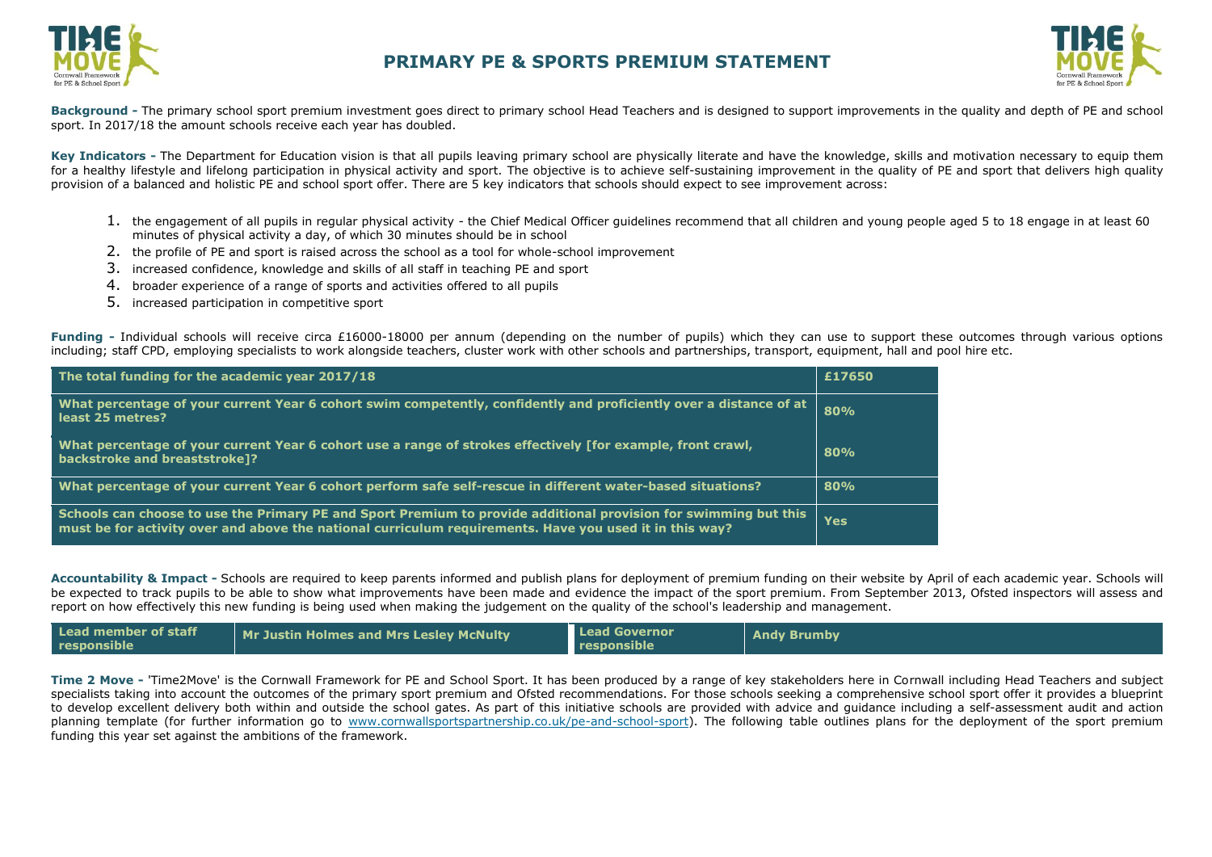# PRIMARY PE & SPORTS PREMIUM STATEMENT

**Background -** The primary school sport premium investment goes direct to primary school Head Teachers and is designed to support improvements in the quality and depth of PE and school sport. In 2017/18 the amount schools receive each year has doubled.

**Key Indicators -** The Department for Education vision is that all pupils leaving primary school are physically literate and have the knowledge, skills and motivation necessary to equip them for a healthy lifestyle and lifelong participation in physical activity and sport. The objective is to achieve self-sustaining improvement in the quality of PE and sport that delivers high quality provision of a balanced and holistic PE and school sport offer. There are 5 key indicators that schools should expect to see improvement across:

1. the engagement of all pupils in regular physical activity - the Chief Medical Officer guidelines recommend that all children and young people aged 5 to 18 engage in at least 60 minutes of physical activity a day, of which 30 minutes should be in school
2. the profile of PE and sport is raised across the school as a tool for whole-school improvement
3. increased confidence, knowledge and skills of all staff in teaching PE and sport
4. broader experience of a range of sports and activities offered to all pupils
5. increased participation in competitive sport

**Funding -** Individual schools will receive circa £16000-18000 per annum (depending on the number of pupils) which they can use to support these outcomes through various options including; staff CPD, employing specialists to work alongside teachers, cluster work with other schools and partnerships, transport, equipment, hall and pool hire etc.

| The total funding for the academic year 2017/18 | £17650 |
|---|---|
| What percentage of your current Year 6 cohort swim competently, confidently and proficiently over a distance of at least 25 metres? | 80% |
| What percentage of your current Year 6 cohort use a range of strokes effectively [for example, front crawl, backstroke and breaststroke]? | 80% |
| What percentage of your current Year 6 cohort perform safe self-rescue in different water-based situations? | 80% |
| Schools can choose to use the Primary PE and Sport Premium to provide additional provision for swimming but this must be for activity over and above the national curriculum requirements. Have you used it in this way? | Yes |

**Accountability & Impact -** Schools are required to keep parents informed and publish plans for deployment of premium funding on their website by April of each academic year. Schools will be expected to track pupils to be able to show what improvements have been made and evidence the impact of the sport premium. From September 2013, Ofsted inspectors will assess and report on how effectively this new funding is being used when making the judgement on the quality of the school's leadership and management.

| Lead member of staff responsible | Mr Justin Holmes and Mrs Lesley McNulty | Lead Governor responsible | Andy Brumby |
|---|---|---|---|

**Time 2 Move -** 'Time2Move' is the Cornwall Framework for PE and School Sport. It has been produced by a range of key stakeholders here in Cornwall including Head Teachers and subject specialists taking into account the outcomes of the primary sport premium and Ofsted recommendations. For those schools seeking a comprehensive school sport offer it provides a blueprint to develop excellent delivery both within and outside the school gates. As part of this initiative schools are provided with advice and guidance including a self-assessment audit and action planning template (for further information go to www.cornwallsportspartnership.co.uk/pe-and-school-sport). The following table outlines plans for the deployment of the sport premium funding this year set against the ambitions of the framework.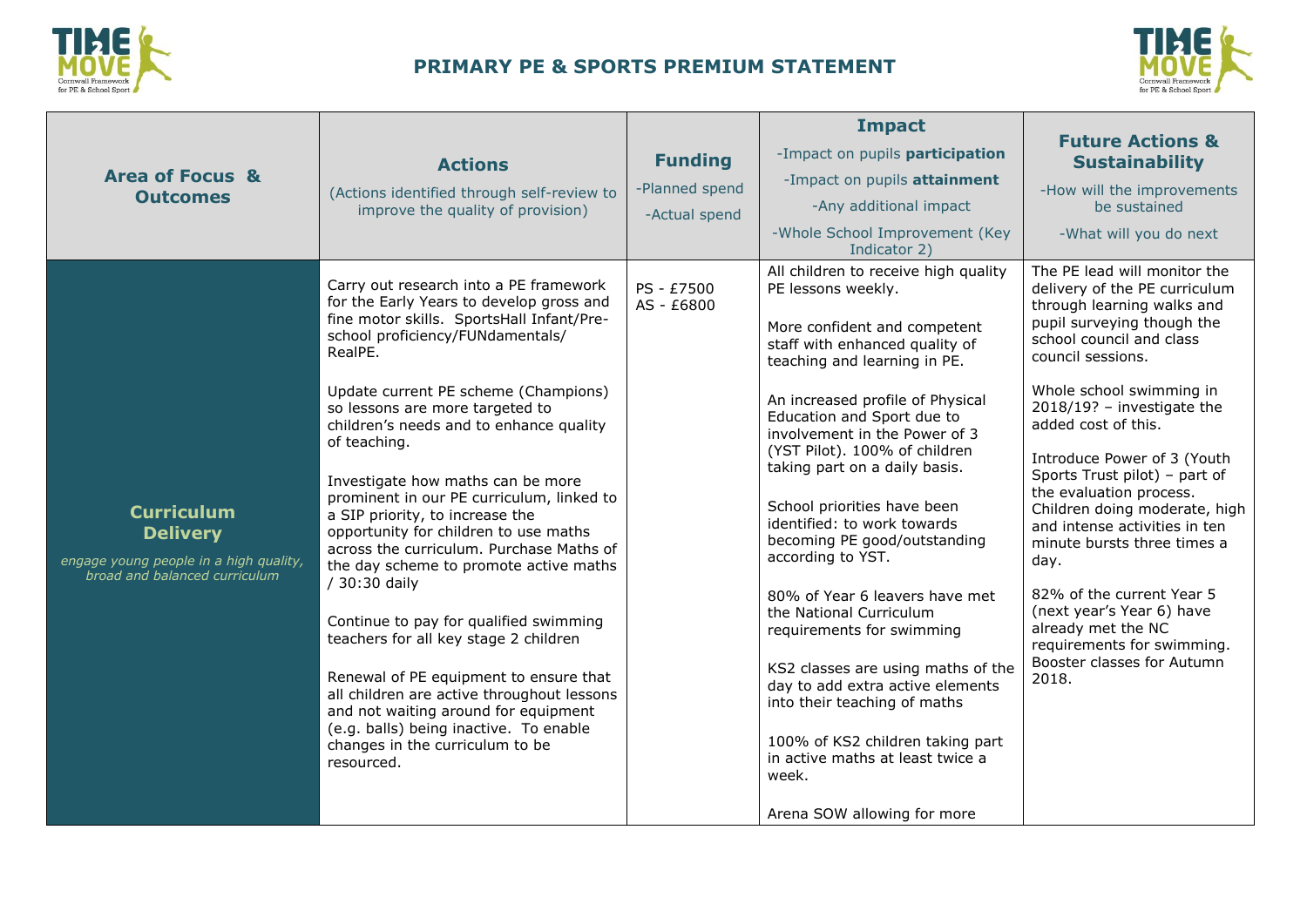## PRIMARY PE & SPORTS PREMIUM STATEMENT

| **Area of Focus & Outcomes** | **Actions** (Actions identified through self-review to improve the quality of provision) | **Funding** -Planned spend -Actual spend | **Impact** -Impact on pupils **participation** -Impact on pupils **attainment** -Any additional impact -Whole School Improvement (Key Indicator 2) | **Future Actions & Sustainability** -How will the improvements be sustained -What will you do next |
|---|---|---|---|---|
| **Curriculum Delivery** *engage young people in a high quality, broad and balanced curriculum* | Carry out research into a PE framework for the Early Years to develop gross and fine motor skills. SportsHall Infant/Pre-school proficiency/FUNdamentals/ RealPE.<br><br>Update current PE scheme (Champions) so lessons are more targeted to children's needs and to enhance quality of teaching.<br><br>Investigate how maths can be more prominent in our PE curriculum, linked to a SIP priority, to increase the opportunity for children to use maths across the curriculum. Purchase Maths of the day scheme to promote active maths / 30:30 daily<br><br>Continue to pay for qualified swimming teachers for all key stage 2 children<br><br>Renewal of PE equipment to ensure that all children are active throughout lessons and not waiting around for equipment (e.g. balls) being inactive. To enable changes in the curriculum to be resourced. | PS - £7500<br>AS - £6800 | All children to receive high quality PE lessons weekly.<br><br>More confident and competent staff with enhanced quality of teaching and learning in PE.<br><br>An increased profile of Physical Education and Sport due to involvement in the Power of 3 (YST Pilot). 100% of children taking part on a daily basis.<br><br>School priorities have been identified: to work towards becoming PE good/outstanding according to YST.<br><br>80% of Year 6 leavers have met the National Curriculum requirements for swimming<br><br>KS2 classes are using maths of the day to add extra active elements into their teaching of maths<br><br>100% of KS2 children taking part in active maths at least twice a week.<br><br>Arena SOW allowing for more | The PE lead will monitor the delivery of the PE curriculum through learning walks and pupil surveying though the school council and class council sessions.<br><br>Whole school swimming in 2018/19? – investigate the added cost of this.<br><br>Introduce Power of 3 (Youth Sports Trust pilot) – part of the evaluation process. Children doing moderate, high and intense activities in ten minute bursts three times a day.<br><br>82% of the current Year 5 (next year's Year 6) have already met the NC requirements for swimming. Booster classes for Autumn 2018. |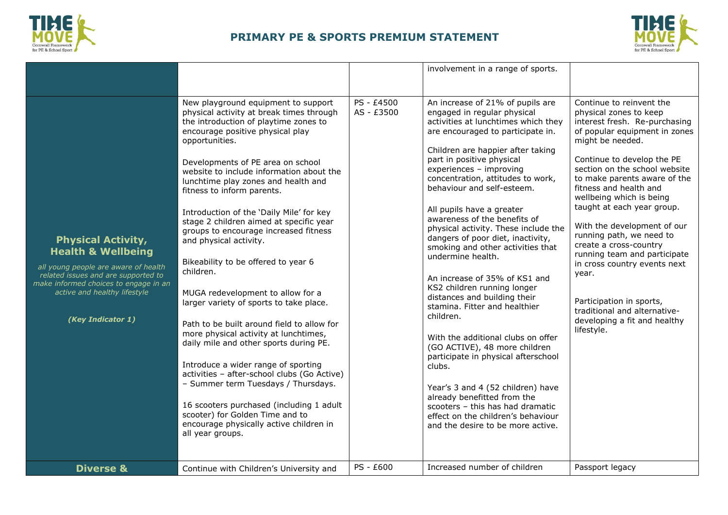| | | | | |
|---|---|---|---|---|
| | | | involvement in a range of sports. | |
| **Physical Activity, Health & Wellbeing**<br>*all young people are aware of health related issues and are supported to make informed choices to engage in an active and healthy lifestyle*<br>***(Key Indicator 1)*** | New playground equipment to support physical activity at break times through the introduction of playtime zones to encourage positive physical play opportunities.<br><br>Developments of PE area on school website to include information about the lunchtime play zones and health and fitness to inform parents.<br><br>Introduction of the 'Daily Mile' for key stage 2 children aimed at specific year groups to encourage increased fitness and physical activity.<br><br>Bikeability to be offered to year 6 children.<br><br>MUGA redevelopment to allow for a larger variety of sports to take place.<br><br>Path to be built around field to allow for more physical activity at lunchtimes, daily mile and other sports during PE.<br><br>Introduce a wider range of sporting activities – after-school clubs (Go Active) – Summer term Tuesdays / Thursdays.<br><br>16 scooters purchased (including 1 adult scooter) for Golden Time and to encourage physically active children in all year groups. | PS - £4500<br>AS - £3500 | An increase of 21% of pupils are engaged in regular physical activities at lunchtimes which they are encouraged to participate in.<br><br>Children are happier after taking part in positive physical experiences – improving concentration, attitudes to work, behaviour and self-esteem.<br><br>All pupils have a greater awareness of the benefits of physical activity. These include the dangers of poor diet, inactivity, smoking and other activities that undermine health.<br><br>An increase of 35% of KS1 and KS2 children running longer distances and building their stamina. Fitter and healthier children.<br><br>With the additional clubs on offer (GO ACTIVE), 48 more children participate in physical afterschool clubs.<br><br>Year's 3 and 4 (52 children) have already benefitted from the scooters – this has had dramatic effect on the children's behaviour and the desire to be more active. | Continue to reinvent the physical zones to keep interest fresh. Re-purchasing of popular equipment in zones might be needed.<br><br>Continue to develop the PE section on the school website to make parents aware of the fitness and health and wellbeing which is being taught at each year group.<br><br>With the development of our running path, we need to create a cross-country running team and participate in cross country events next year.<br><br>Participation in sports, traditional and alternative- developing a fit and healthy lifestyle. |
| **Diverse &** | Continue with Children's University and | PS - £600 | Increased number of children | Passport legacy |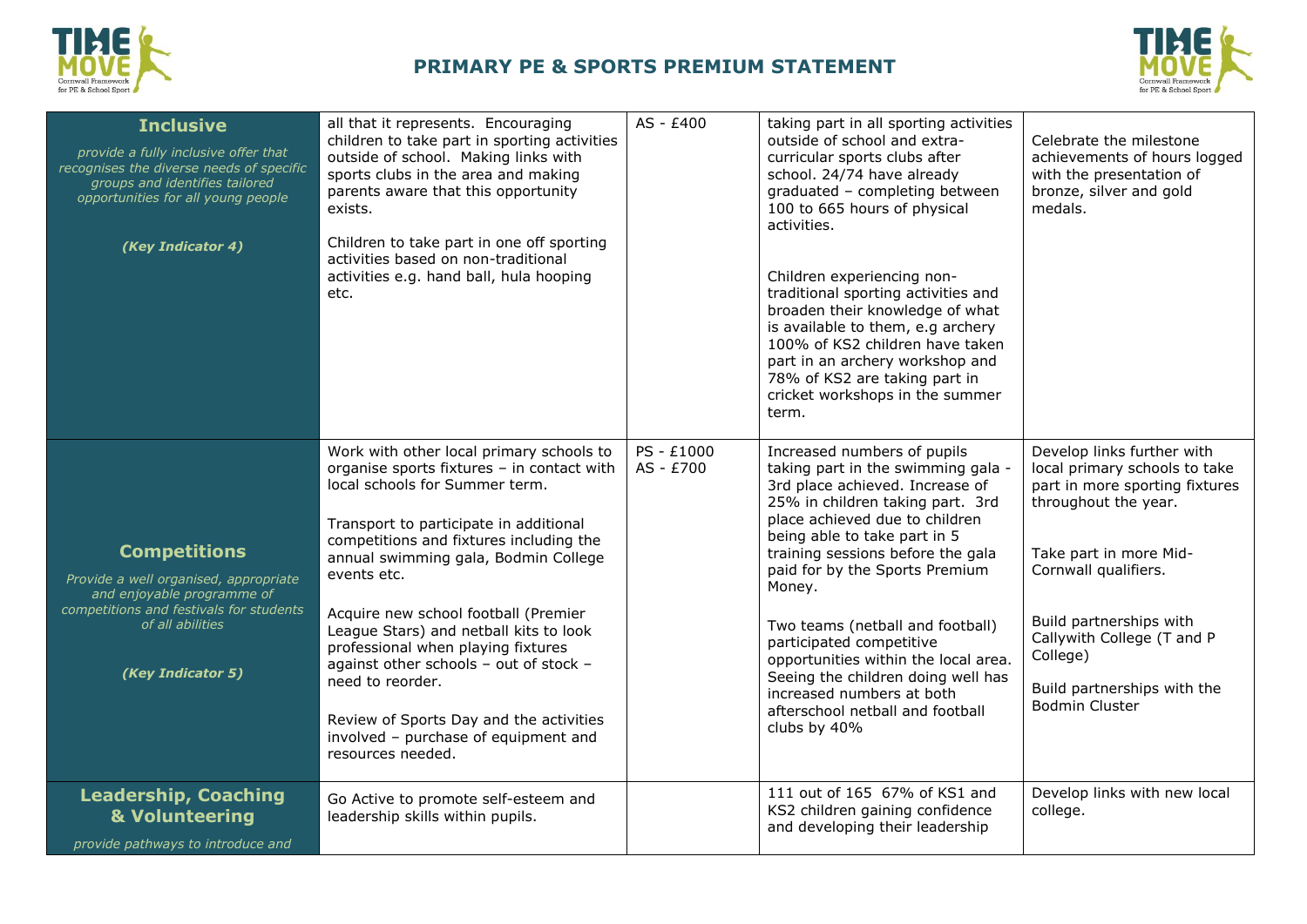## PRIMARY PE & SPORTS PREMIUM STATEMENT

| | | | | |
|---|---|---|---|---|
| **Inclusive**<br>*provide a fully inclusive offer that recognises the diverse needs of specific groups and identifies tailored opportunities for all young people*<br>***(Key Indicator 4)*** | all that it represents. Encouraging children to take part in sporting activities outside of school. Making links with sports clubs in the area and making parents aware that this opportunity exists.<br><br>Children to take part in one off sporting activities based on non-traditional activities e.g. hand ball, hula hooping etc. | AS - £400 | taking part in all sporting activities outside of school and extra-curricular sports clubs after school. 24/74 have already graduated – completing between 100 to 665 hours of physical activities.<br><br>Children experiencing non-traditional sporting activities and broaden their knowledge of what is available to them, e.g archery 100% of KS2 children have taken part in an archery workshop and 78% of KS2 are taking part in cricket workshops in the summer term. | Celebrate the milestone achievements of hours logged with the presentation of bronze, silver and gold medals. |
| **Competitions**<br>*Provide a well organised, appropriate and enjoyable programme of competitions and festivals for students of all abilities*<br>***(Key Indicator 5)*** | Work with other local primary schools to organise sports fixtures – in contact with local schools for Summer term.<br><br>Transport to participate in additional competitions and fixtures including the annual swimming gala, Bodmin College events etc.<br><br>Acquire new school football (Premier League Stars) and netball kits to look professional when playing fixtures against other schools – out of stock – need to reorder.<br><br>Review of Sports Day and the activities involved – purchase of equipment and resources needed. | PS - £1000<br>AS - £700 | Increased numbers of pupils taking part in the swimming gala - 3rd place achieved. Increase of 25% in children taking part. 3rd place achieved due to children being able to take part in 5 training sessions before the gala paid for by the Sports Premium Money.<br><br>Two teams (netball and football) participated competitive opportunities within the local area. Seeing the children doing well has increased numbers at both afterschool netball and football clubs by 40% | Develop links further with local primary schools to take part in more sporting fixtures throughout the year.<br><br>Take part in more Mid-Cornwall qualifiers.<br><br>Build partnerships with Callywith College (T and P College)<br><br>Build partnerships with the Bodmin Cluster |
| **Leadership, Coaching & Volunteering**<br>*provide pathways to introduce and* | Go Active to promote self-esteem and leadership skills within pupils. | | 111 out of 165 67% of KS1 and KS2 children gaining confidence and developing their leadership | Develop links with new local college. |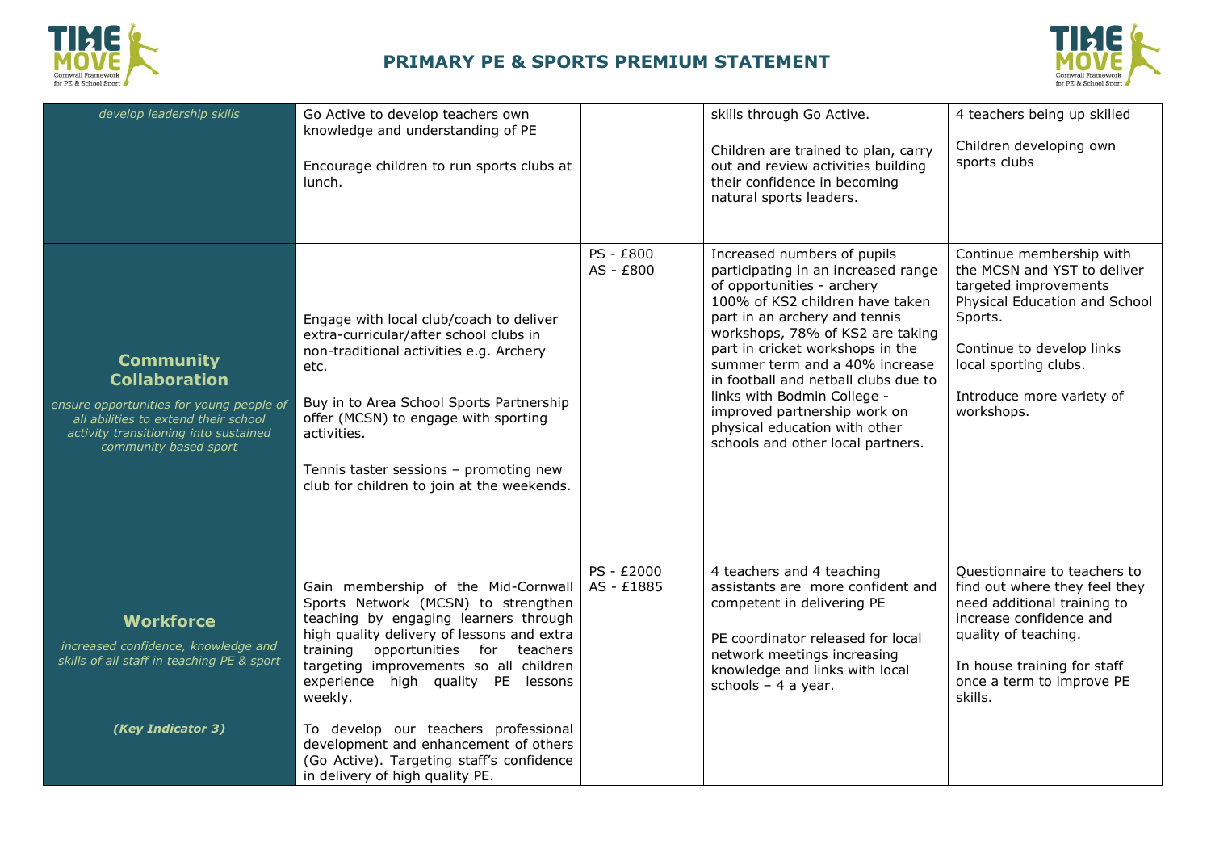## PRIMARY PE & SPORTS PREMIUM STATEMENT

| | | | | |
|---|---|---|---|---|
| *develop leadership skills* | Go Active to develop teachers own knowledge and understanding of PE<br><br>Encourage children to run sports clubs at lunch. | | skills through Go Active.<br><br>Children are trained to plan, carry out and review activities building their confidence in becoming natural sports leaders. | 4 teachers being up skilled<br><br>Children developing own sports clubs |
| **Community Collaboration**<br><br>*ensure opportunities for young people of all abilities to extend their school activity transitioning into sustained community based sport* | Engage with local club/coach to deliver extra-curricular/after school clubs in non-traditional activities e.g. Archery etc.<br><br>Buy in to Area School Sports Partnership offer (MCSN) to engage with sporting activities.<br><br>Tennis taster sessions – promoting new club for children to join at the weekends. | PS - £800<br>AS - £800 | Increased numbers of pupils participating in an increased range of opportunities - archery<br>100% of KS2 children have taken part in an archery and tennis workshops, 78% of KS2 are taking part in cricket workshops in the summer term and a 40% increase in football and netball clubs due to links with Bodmin College - improved partnership work on physical education with other schools and other local partners. | Continue membership with the MCSN and YST to deliver targeted improvements Physical Education and School Sports.<br><br>Continue to develop links local sporting clubs.<br><br>Introduce more variety of workshops. |
| **Workforce**<br><br>*increased confidence, knowledge and skills of all staff in teaching PE & sport*<br><br>***(Key Indicator 3)*** | Gain membership of the Mid-Cornwall Sports Network (MCSN) to strengthen teaching by engaging learners through high quality delivery of lessons and extra training opportunities for teachers targeting improvements so all children experience high quality PE lessons weekly.<br><br>To develop our teachers professional development and enhancement of others (Go Active). Targeting staff's confidence in delivery of high quality PE. | PS - £2000<br>AS - £1885 | 4 teachers and 4 teaching assistants are more confident and competent in delivering PE<br><br>PE coordinator released for local network meetings increasing knowledge and links with local schools – 4 a year. | Questionnaire to teachers to find out where they feel they need additional training to increase confidence and quality of teaching.<br><br>In house training for staff once a term to improve PE skills. |